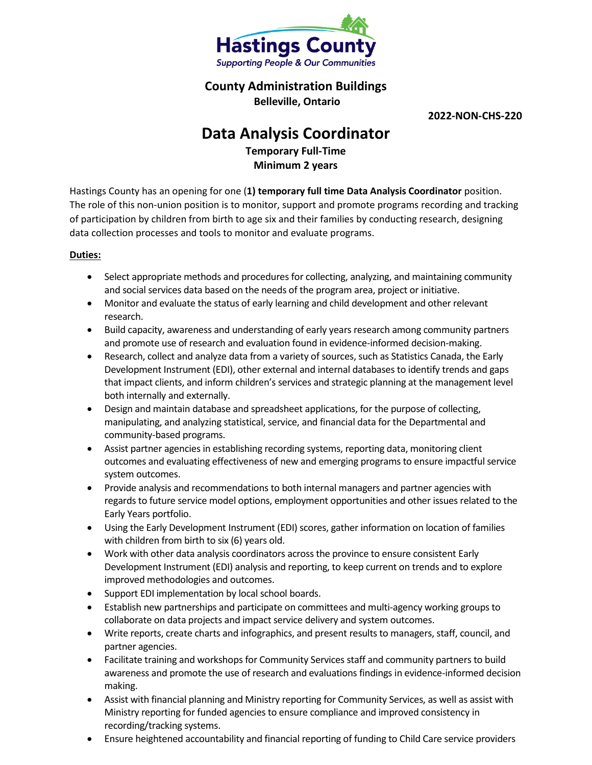Hastings County

*Supporting People & Our Communities*

**County Administration Buildings**
**Belleville, Ontario**

**2022-NON-CHS-220**

# Data Analysis Coordinator

**Temporary Full-Time**
**Minimum 2 years**

Hastings County has an opening for one (**1) temporary full time Data Analysis Coordinator** position. The role of this non-union position is to monitor, support and promote programs recording and tracking of participation by children from birth to age six and their families by conducting research, designing data collection processes and tools to monitor and evaluate programs.

**Duties:**

- Select appropriate methods and procedures for collecting, analyzing, and maintaining community and social services data based on the needs of the program area, project or initiative.
- Monitor and evaluate the status of early learning and child development and other relevant research.
- Build capacity, awareness and understanding of early years research among community partners and promote use of research and evaluation found in evidence-informed decision-making.
- Research, collect and analyze data from a variety of sources, such as Statistics Canada, the Early Development Instrument (EDI), other external and internal databases to identify trends and gaps that impact clients, and inform children's services and strategic planning at the management level both internally and externally.
- Design and maintain database and spreadsheet applications, for the purpose of collecting, manipulating, and analyzing statistical, service, and financial data for the Departmental and community-based programs.
- Assist partner agencies in establishing recording systems, reporting data, monitoring client outcomes and evaluating effectiveness of new and emerging programs to ensure impactful service system outcomes.
- Provide analysis and recommendations to both internal managers and partner agencies with regards to future service model options, employment opportunities and other issues related to the Early Years portfolio.
- Using the Early Development Instrument (EDI) scores, gather information on location of families with children from birth to six (6) years old.
- Work with other data analysis coordinators across the province to ensure consistent Early Development Instrument (EDI) analysis and reporting, to keep current on trends and to explore improved methodologies and outcomes.
- Support EDI implementation by local school boards.
- Establish new partnerships and participate on committees and multi-agency working groups to collaborate on data projects and impact service delivery and system outcomes.
- Write reports, create charts and infographics, and present results to managers, staff, council, and partner agencies.
- Facilitate training and workshops for Community Services staff and community partners to build awareness and promote the use of research and evaluations findings in evidence-informed decision making.
- Assist with financial planning and Ministry reporting for Community Services, as well as assist with Ministry reporting for funded agencies to ensure compliance and improved consistency in recording/tracking systems.
- Ensure heightened accountability and financial reporting of funding to Child Care service providers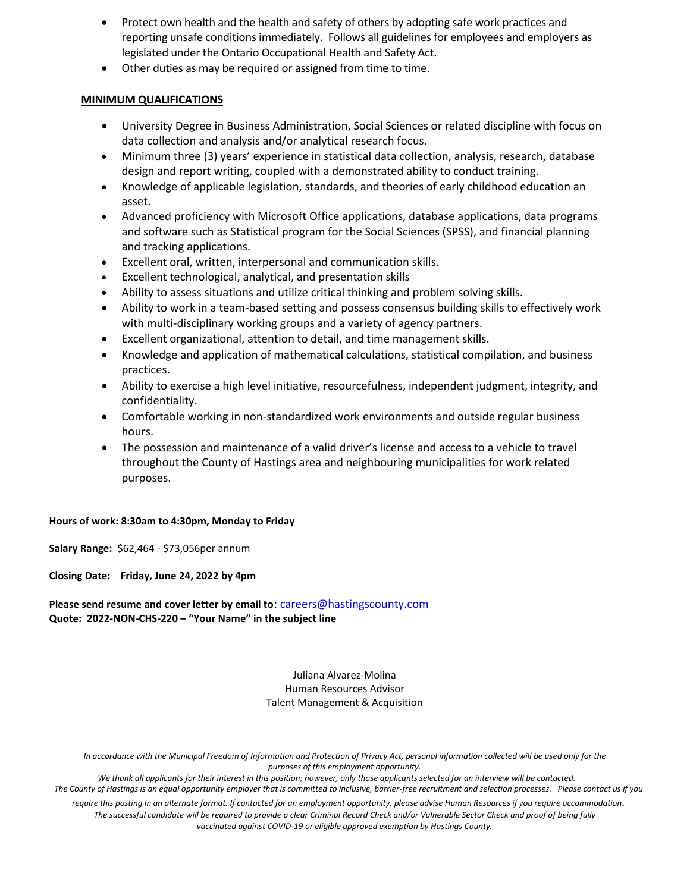- Protect own health and the health and safety of others by adopting safe work practices and reporting unsafe conditions immediately. Follows all guidelines for employees and employers as legislated under the Ontario Occupational Health and Safety Act.
- Other duties as may be required or assigned from time to time.

## MINIMUM QUALIFICATIONS

- University Degree in Business Administration, Social Sciences or related discipline with focus on data collection and analysis and/or analytical research focus.
- Minimum three (3) years' experience in statistical data collection, analysis, research, database design and report writing, coupled with a demonstrated ability to conduct training.
- Knowledge of applicable legislation, standards, and theories of early childhood education an asset.
- Advanced proficiency with Microsoft Office applications, database applications, data programs and software such as Statistical program for the Social Sciences (SPSS), and financial planning and tracking applications.
- Excellent oral, written, interpersonal and communication skills.
- Excellent technological, analytical, and presentation skills
- Ability to assess situations and utilize critical thinking and problem solving skills.
- Ability to work in a team-based setting and possess consensus building skills to effectively work with multi-disciplinary working groups and a variety of agency partners.
- Excellent organizational, attention to detail, and time management skills.
- Knowledge and application of mathematical calculations, statistical compilation, and business practices.
- Ability to exercise a high level initiative, resourcefulness, independent judgment, integrity, and confidentiality.
- Comfortable working in non-standardized work environments and outside regular business hours.
- The possession and maintenance of a valid driver's license and access to a vehicle to travel throughout the County of Hastings area and neighbouring municipalities for work related purposes.

**Hours of work: 8:30am to 4:30pm, Monday to Friday**

**Salary Range:** $62,464 - $73,056per annum

**Closing Date: Friday, June 24, 2022 by 4pm**

**Please send resume and cover letter by email to**: careers@hastingscounty.com
**Quote: 2022-NON-CHS-220 – "Your Name" in the subject line**

Juliana Alvarez-Molina
Human Resources Advisor
Talent Management & Acquisition

*In accordance with the Municipal Freedom of Information and Protection of Privacy Act, personal information collected will be used only for the purposes of this employment opportunity.*
*We thank all applicants for their interest in this position; however, only those applicants selected for an interview will be contacted.*
*The County of Hastings is an equal opportunity employer that is committed to inclusive, barrier-free recruitment and selection processes. Please contact us if you require this posting in an alternate format. If contacted for an employment opportunity, please advise Human Resources if you require accommodation.*
*The successful candidate will be required to provide a clear Criminal Record Check and/or Vulnerable Sector Check and proof of being fully vaccinated against COVID-19 or eligible approved exemption by Hastings County.*